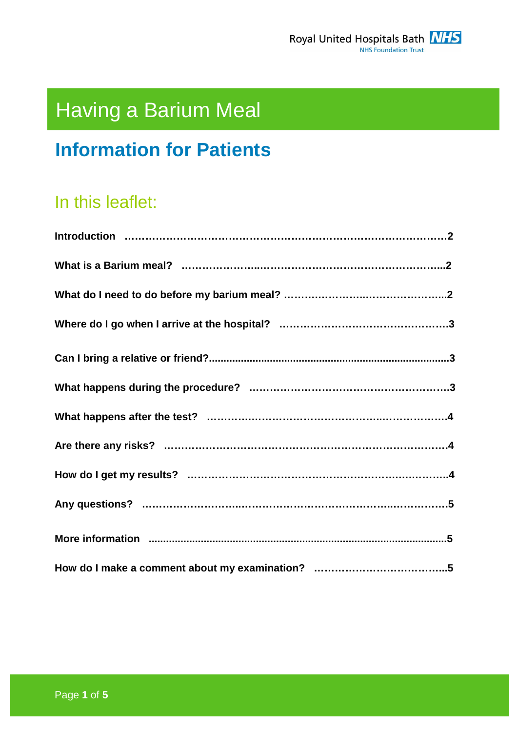Royal United Hospitals Bath NHS Foundation Trust

# Having a Barium Meal

## Information for Patients

### In this leaflet:

**Introduction ……………………………………………………………………………2**

**What is a Barium meal? ………………...……………………………………………..2**

**What do I need to do before my barium meal? ……………………..………………...2**

**Where do I go when I arrive at the hospital? …………………………………………3**

**Can I bring a relative or friend?....................................................................................3**

**What happens during the procedure? ……………………………………………….3**

**What happens after the test? …………….………………………………………….4**

**Are there any risks? …………………………………………………………………….4**

**How do I get my results? ………………………………………………………………4**

**Any questions? …………………..……………………………………..……………5**

**More information .....................................................................................................5**

**How do I make a comment about my examination? ……………………………...5**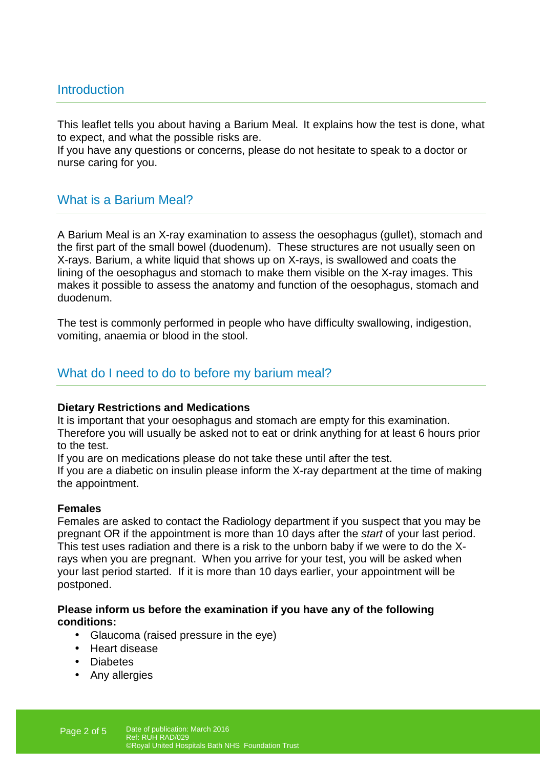## Introduction

This leaflet tells you about having a Barium Meal. It explains how the test is done, what to expect, and what the possible risks are.
If you have any questions or concerns, please do not hesitate to speak to a doctor or nurse caring for you.

## What is a Barium Meal?

A Barium Meal is an X-ray examination to assess the oesophagus (gullet), stomach and the first part of the small bowel (duodenum). These structures are not usually seen on X-rays. Barium, a white liquid that shows up on X-rays, is swallowed and coats the lining of the oesophagus and stomach to make them visible on the X-ray images. This makes it possible to assess the anatomy and function of the oesophagus, stomach and duodenum.

The test is commonly performed in people who have difficulty swallowing, indigestion, vomiting, anaemia or blood in the stool.

## What do I need to do to before my barium meal?

**Dietary Restrictions and Medications**
It is important that your oesophagus and stomach are empty for this examination. Therefore you will usually be asked not to eat or drink anything for at least 6 hours prior to the test.
If you are on medications please do not take these until after the test.
If you are a diabetic on insulin please inform the X-ray department at the time of making the appointment.

**Females**
Females are asked to contact the Radiology department if you suspect that you may be pregnant OR if the appointment is more than 10 days after the *start* of your last period. This test uses radiation and there is a risk to the unborn baby if we were to do the X-rays when you are pregnant. When you arrive for your test, you will be asked when your last period started. If it is more than 10 days earlier, your appointment will be postponed.

**Please inform us before the examination if you have any of the following conditions:**

- Glaucoma (raised pressure in the eye)
- Heart disease
- Diabetes
- Any allergies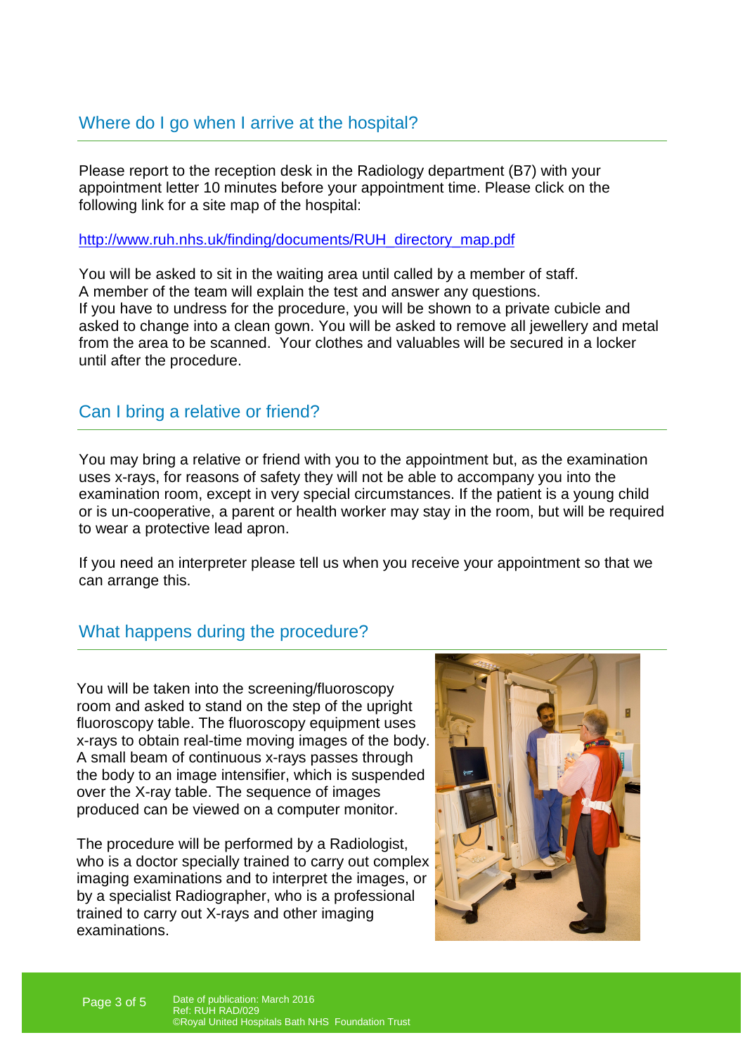## Where do I go when I arrive at the hospital?

Please report to the reception desk in the Radiology department (B7) with your appointment letter 10 minutes before your appointment time. Please click on the following link for a site map of the hospital:

http://www.ruh.nhs.uk/finding/documents/RUH_directory_map.pdf

You will be asked to sit in the waiting area until called by a member of staff. A member of the team will explain the test and answer any questions. If you have to undress for the procedure, you will be shown to a private cubicle and asked to change into a clean gown. You will be asked to remove all jewellery and metal from the area to be scanned. Your clothes and valuables will be secured in a locker until after the procedure.

## Can I bring a relative or friend?

You may bring a relative or friend with you to the appointment but, as the examination uses x-rays, for reasons of safety they will not be able to accompany you into the examination room, except in very special circumstances. If the patient is a young child or is un-cooperative, a parent or health worker may stay in the room, but will be required to wear a protective lead apron.

If you need an interpreter please tell us when you receive your appointment so that we can arrange this.

## What happens during the procedure?

You will be taken into the screening/fluoroscopy room and asked to stand on the step of the upright fluoroscopy table. The fluoroscopy equipment uses x-rays to obtain real-time moving images of the body. A small beam of continuous x-rays passes through the body to an image intensifier, which is suspended over the X-ray table. The sequence of images produced can be viewed on a computer monitor.

The procedure will be performed by a Radiologist, who is a doctor specially trained to carry out complex imaging examinations and to interpret the images, or by a specialist Radiographer, who is a professional trained to carry out X-rays and other imaging examinations.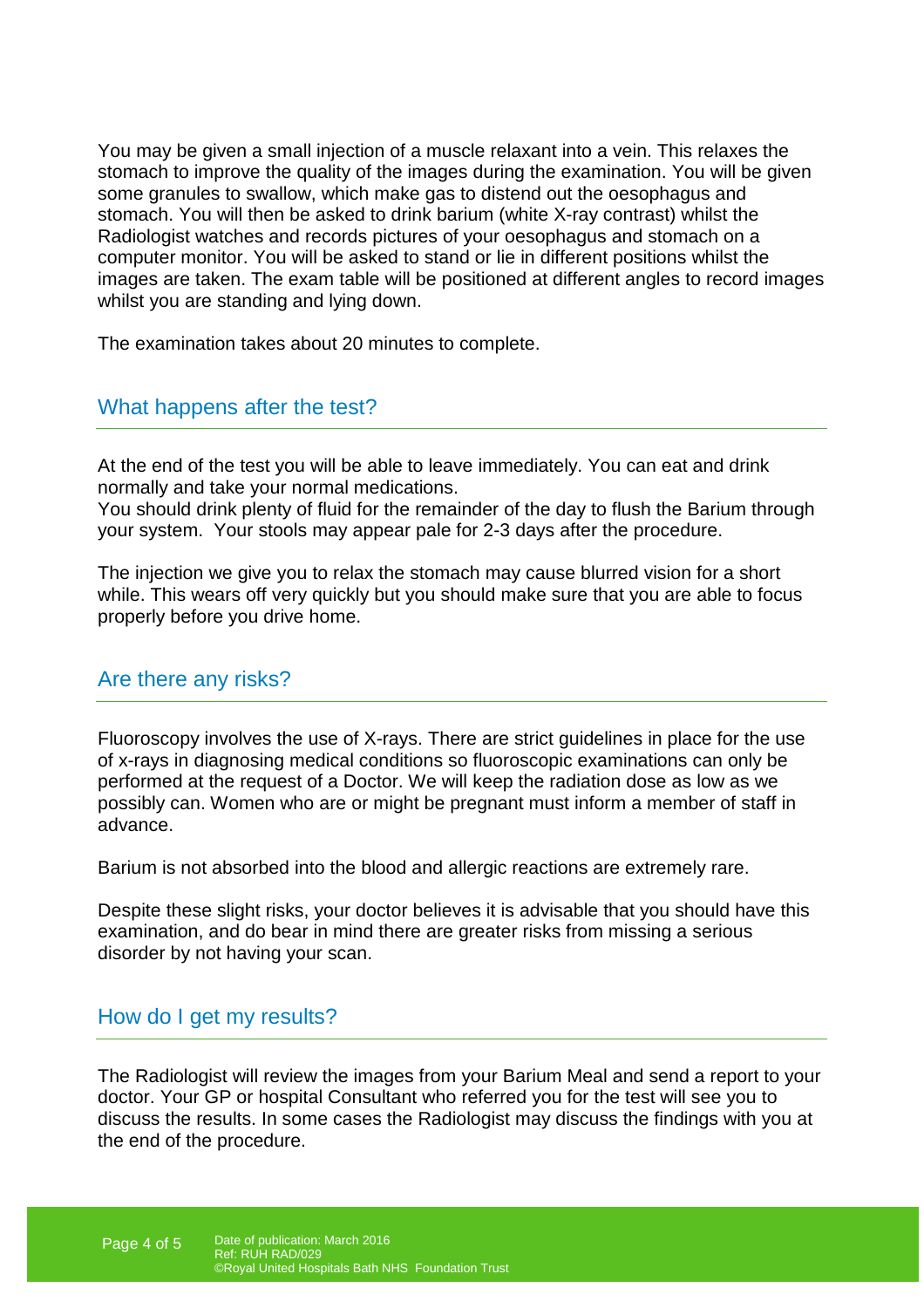You may be given a small injection of a muscle relaxant into a vein. This relaxes the stomach to improve the quality of the images during the examination. You will be given some granules to swallow, which make gas to distend out the oesophagus and stomach. You will then be asked to drink barium (white X-ray contrast) whilst the Radiologist watches and records pictures of your oesophagus and stomach on a computer monitor. You will be asked to stand or lie in different positions whilst the images are taken. The exam table will be positioned at different angles to record images whilst you are standing and lying down.

The examination takes about 20 minutes to complete.

## What happens after the test?

At the end of the test you will be able to leave immediately. You can eat and drink normally and take your normal medications.
You should drink plenty of fluid for the remainder of the day to flush the Barium through your system. Your stools may appear pale for 2-3 days after the procedure.

The injection we give you to relax the stomach may cause blurred vision for a short while. This wears off very quickly but you should make sure that you are able to focus properly before you drive home.

## Are there any risks?

Fluoroscopy involves the use of X-rays. There are strict guidelines in place for the use of x-rays in diagnosing medical conditions so fluoroscopic examinations can only be performed at the request of a Doctor. We will keep the radiation dose as low as we possibly can. Women who are or might be pregnant must inform a member of staff in advance.

Barium is not absorbed into the blood and allergic reactions are extremely rare.

Despite these slight risks, your doctor believes it is advisable that you should have this examination, and do bear in mind there are greater risks from missing a serious disorder by not having your scan.

## How do I get my results?

The Radiologist will review the images from your Barium Meal and send a report to your doctor. Your GP or hospital Consultant who referred you for the test will see you to discuss the results. In some cases the Radiologist may discuss the findings with you at the end of the procedure.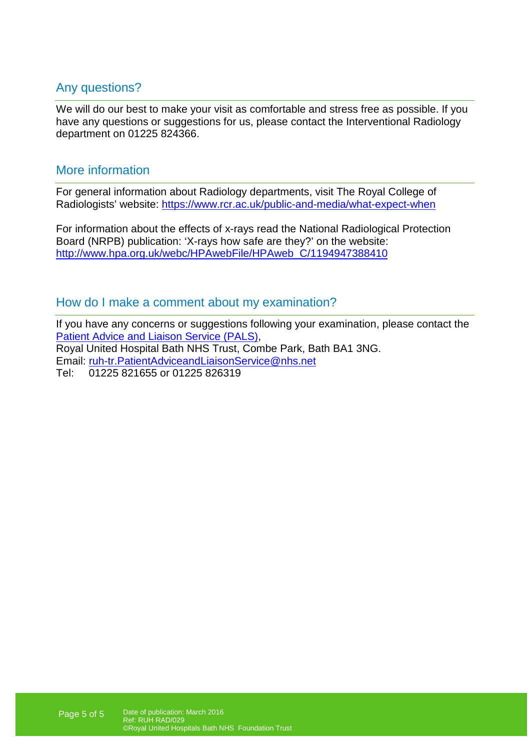## Any questions?

We will do our best to make your visit as comfortable and stress free as possible. If you have any questions or suggestions for us, please contact the Interventional Radiology department on 01225 824366.

## More information

For general information about Radiology departments, visit The Royal College of Radiologists' website: https://www.rcr.ac.uk/public-and-media/what-expect-when

For information about the effects of x-rays read the National Radiological Protection Board (NRPB) publication: 'X-rays how safe are they?' on the website: http://www.hpa.org.uk/webc/HPAwebFile/HPAweb_C/1194947388410

## How do I make a comment about my examination?

If you have any concerns or suggestions following your examination, please contact the Patient Advice and Liaison Service (PALS),
Royal United Hospital Bath NHS Trust, Combe Park, Bath BA1 3NG.
Email: ruh-tr.PatientAdviceandLiaisonService@nhs.net
Tel: 01225 821655 or 01225 826319

Date of publication: March 2016
Ref: RUH RAD/029
©Royal United Hospitals Bath NHS Foundation Trust